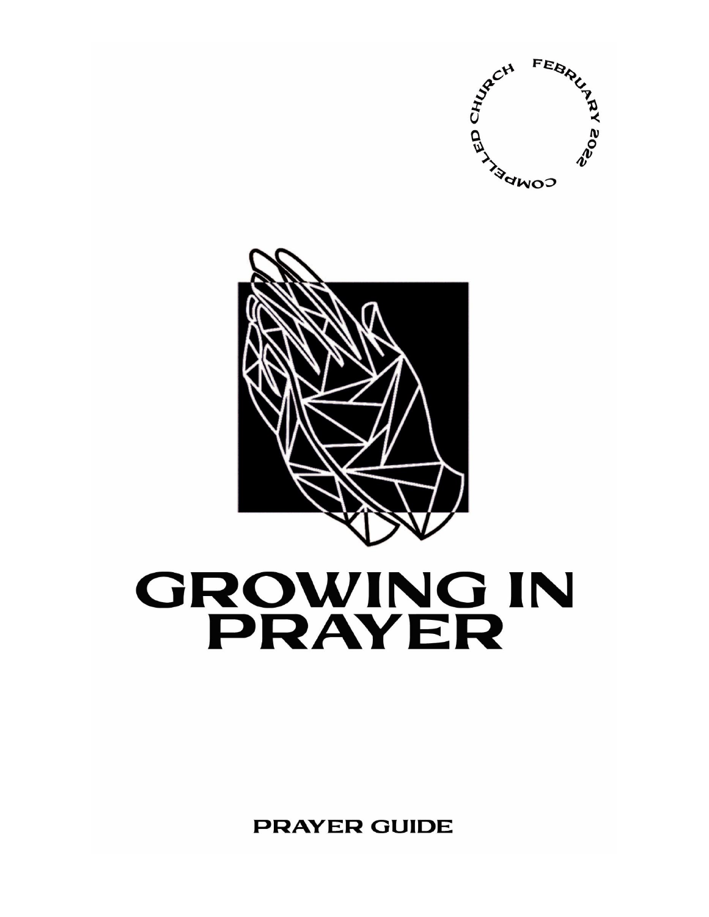COMPELLED CHURCH FEBRUARY 2022

# GROWING IN PRAYER

PRAYER GUIDE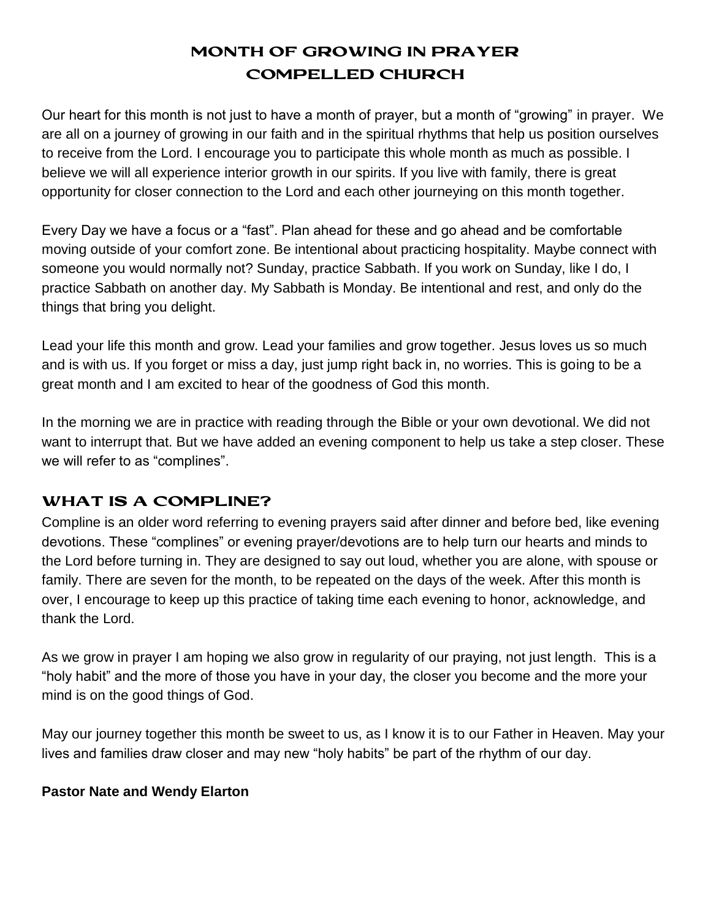# MONTH OF GROWING IN PRAYER
# COMPELLED CHURCH

Our heart for this month is not just to have a month of prayer, but a month of "growing" in prayer. We are all on a journey of growing in our faith and in the spiritual rhythms that help us position ourselves to receive from the Lord. I encourage you to participate this whole month as much as possible. I believe we will all experience interior growth in our spirits. If you live with family, there is great opportunity for closer connection to the Lord and each other journeying on this month together.

Every Day we have a focus or a "fast". Plan ahead for these and go ahead and be comfortable moving outside of your comfort zone. Be intentional about practicing hospitality. Maybe connect with someone you would normally not? Sunday, practice Sabbath. If you work on Sunday, like I do, I practice Sabbath on another day. My Sabbath is Monday. Be intentional and rest, and only do the things that bring you delight.

Lead your life this month and grow. Lead your families and grow together. Jesus loves us so much and is with us. If you forget or miss a day, just jump right back in, no worries. This is going to be a great month and I am excited to hear of the goodness of God this month.

In the morning we are in practice with reading through the Bible or your own devotional. We did not want to interrupt that. But we have added an evening component to help us take a step closer. These we will refer to as "complines".

## WHAT IS A COMPLINE?

Compline is an older word referring to evening prayers said after dinner and before bed, like evening devotions. These "complines" or evening prayer/devotions are to help turn our hearts and minds to the Lord before turning in. They are designed to say out loud, whether you are alone, with spouse or family. There are seven for the month, to be repeated on the days of the week. After this month is over, I encourage to keep up this practice of taking time each evening to honor, acknowledge, and thank the Lord.

As we grow in prayer I am hoping we also grow in regularity of our praying, not just length. This is a "holy habit" and the more of those you have in your day, the closer you become and the more your mind is on the good things of God.

May our journey together this month be sweet to us, as I know it is to our Father in Heaven. May your lives and families draw closer and may new "holy habits" be part of the rhythm of our day.

**Pastor Nate and Wendy Elarton**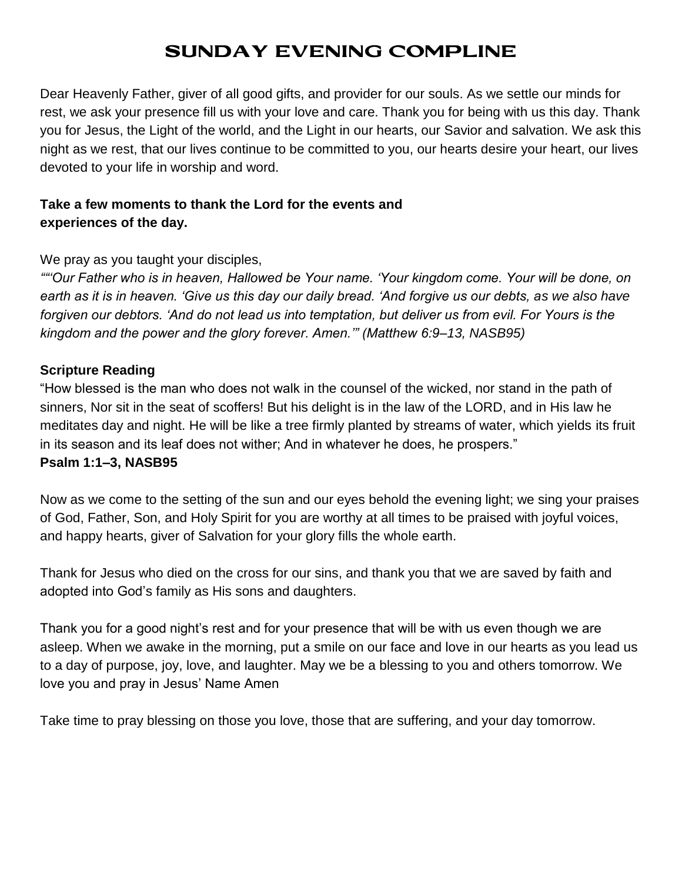# SUNDAY EVENING COMPLINE

Dear Heavenly Father, giver of all good gifts, and provider for our souls. As we settle our minds for rest, we ask your presence fill us with your love and care. Thank you for being with us this day. Thank you for Jesus, the Light of the world, and the Light in our hearts, our Savior and salvation. We ask this night as we rest, that our lives continue to be committed to you, our hearts desire your heart, our lives devoted to your life in worship and word.

**Take a few moments to thank the Lord for the events and experiences of the day.**

We pray as you taught your disciples,

*““Our Father who is in heaven, Hallowed be Your name. ‘Your kingdom come. Your will be done, on earth as it is in heaven. ‘Give us this day our daily bread. ‘And forgive us our debts, as we also have forgiven our debtors. ‘And do not lead us into temptation, but deliver us from evil. For Yours is the kingdom and the power and the glory forever. Amen.’” (Matthew 6:9–13, NASB95)*

**Scripture Reading**

“How blessed is the man who does not walk in the counsel of the wicked, nor stand in the path of sinners, Nor sit in the seat of scoffers! But his delight is in the law of the LORD, and in His law he meditates day and night. He will be like a tree firmly planted by streams of water, which yields its fruit in its season and its leaf does not wither; And in whatever he does, he prospers.”
**Psalm 1:1–3, NASB95**

Now as we come to the setting of the sun and our eyes behold the evening light; we sing your praises of God, Father, Son, and Holy Spirit for you are worthy at all times to be praised with joyful voices, and happy hearts, giver of Salvation for your glory fills the whole earth.

Thank for Jesus who died on the cross for our sins, and thank you that we are saved by faith and adopted into God’s family as His sons and daughters.

Thank you for a good night’s rest and for your presence that will be with us even though we are asleep. When we awake in the morning, put a smile on our face and love in our hearts as you lead us to a day of purpose, joy, love, and laughter. May we be a blessing to you and others tomorrow. We love you and pray in Jesus’ Name Amen

Take time to pray blessing on those you love, those that are suffering, and your day tomorrow.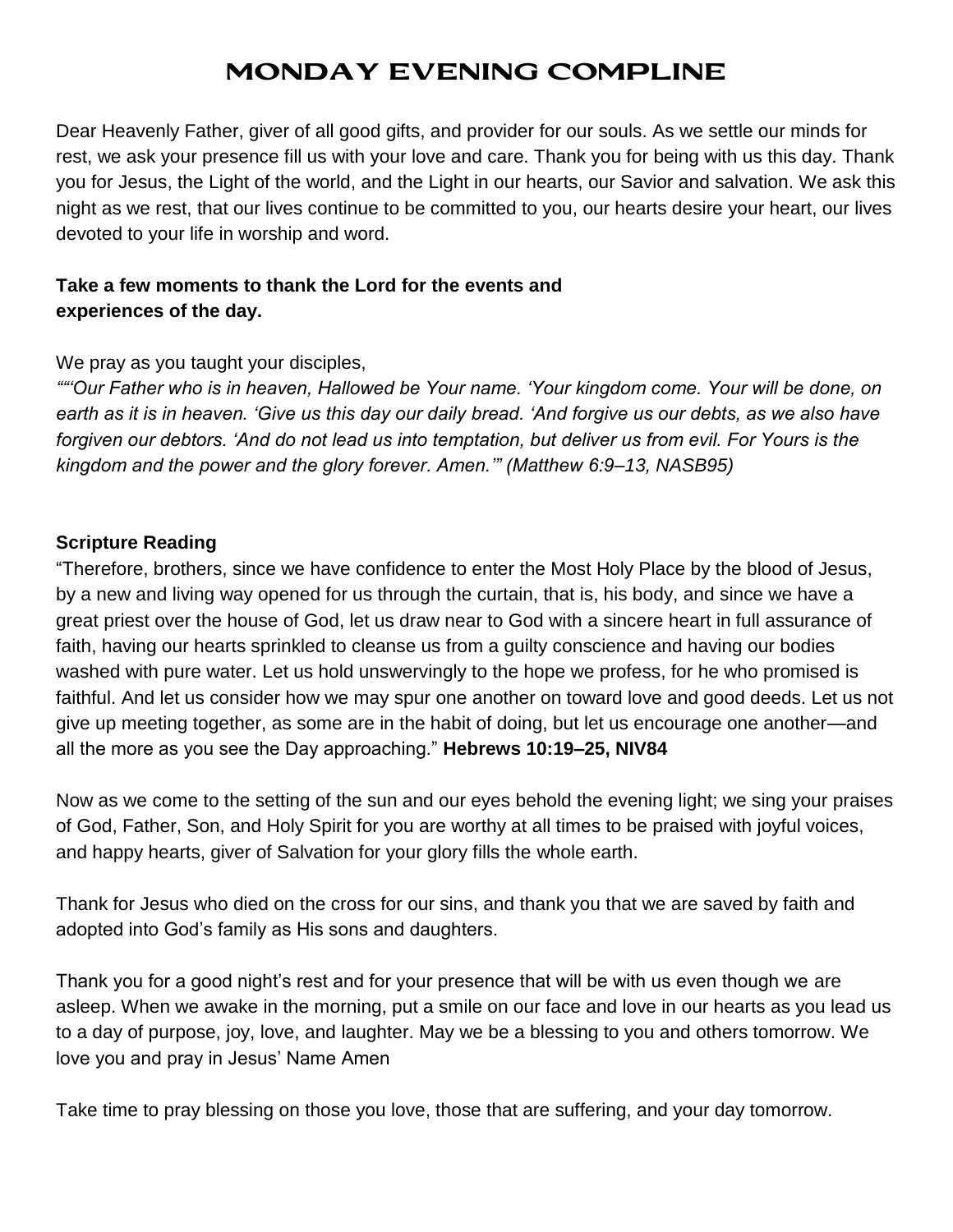# MONDAY EVENING COMPLINE

Dear Heavenly Father, giver of all good gifts, and provider for our souls. As we settle our minds for rest, we ask your presence fill us with your love and care. Thank you for being with us this day. Thank you for Jesus, the Light of the world, and the Light in our hearts, our Savior and salvation. We ask this night as we rest, that our lives continue to be committed to you, our hearts desire your heart, our lives devoted to your life in worship and word.

**Take a few moments to thank the Lord for the events and experiences of the day.**

We pray as you taught your disciples,
*"“‘Our Father who is in heaven, Hallowed be Your name. ‘Your kingdom come. Your will be done, on earth as it is in heaven. ‘Give us this day our daily bread. ‘And forgive us our debts, as we also have forgiven our debtors. ‘And do not lead us into temptation, but deliver us from evil. For Yours is the kingdom and the power and the glory forever. Amen.’" (Matthew 6:9–13, NASB95)*

**Scripture Reading**
“Therefore, brothers, since we have confidence to enter the Most Holy Place by the blood of Jesus, by a new and living way opened for us through the curtain, that is, his body, and since we have a great priest over the house of God, let us draw near to God with a sincere heart in full assurance of faith, having our hearts sprinkled to cleanse us from a guilty conscience and having our bodies washed with pure water. Let us hold unswervingly to the hope we profess, for he who promised is faithful. And let us consider how we may spur one another on toward love and good deeds. Let us not give up meeting together, as some are in the habit of doing, but let us encourage one another—and all the more as you see the Day approaching.” **Hebrews 10:19–25, NIV84**

Now as we come to the setting of the sun and our eyes behold the evening light; we sing your praises of God, Father, Son, and Holy Spirit for you are worthy at all times to be praised with joyful voices, and happy hearts, giver of Salvation for your glory fills the whole earth.

Thank for Jesus who died on the cross for our sins, and thank you that we are saved by faith and adopted into God’s family as His sons and daughters.

Thank you for a good night’s rest and for your presence that will be with us even though we are asleep. When we awake in the morning, put a smile on our face and love in our hearts as you lead us to a day of purpose, joy, love, and laughter. May we be a blessing to you and others tomorrow. We love you and pray in Jesus’ Name Amen

Take time to pray blessing on those you love, those that are suffering, and your day tomorrow.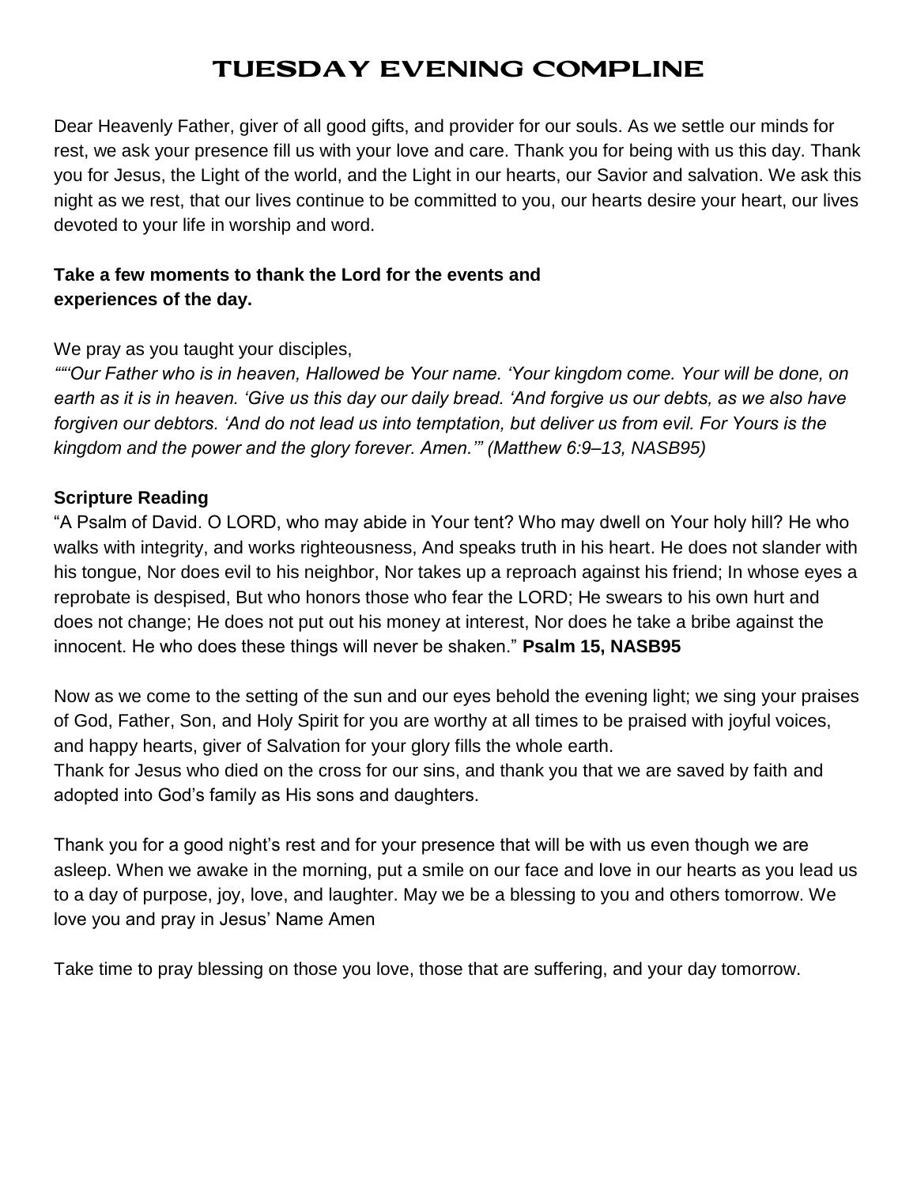# TUESDAY EVENING COMPLINE

Dear Heavenly Father, giver of all good gifts, and provider for our souls. As we settle our minds for rest, we ask your presence fill us with your love and care. Thank you for being with us this day. Thank you for Jesus, the Light of the world, and the Light in our hearts, our Savior and salvation. We ask this night as we rest, that our lives continue to be committed to you, our hearts desire your heart, our lives devoted to your life in worship and word.

**Take a few moments to thank the Lord for the events and experiences of the day.**

We pray as you taught your disciples,

*"“‘Our Father who is in heaven, Hallowed be Your name. ‘Your kingdom come. Your will be done, on earth as it is in heaven. ‘Give us this day our daily bread. ‘And forgive us our debts, as we also have forgiven our debtors. ‘And do not lead us into temptation, but deliver us from evil. For Yours is the kingdom and the power and the glory forever. Amen.’” (Matthew 6:9–13, NASB95)*

**Scripture Reading**

“A Psalm of David. O LORD, who may abide in Your tent? Who may dwell on Your holy hill? He who walks with integrity, and works righteousness, And speaks truth in his heart. He does not slander with his tongue, Nor does evil to his neighbor, Nor takes up a reproach against his friend; In whose eyes a reprobate is despised, But who honors those who fear the LORD; He swears to his own hurt and does not change; He does not put out his money at interest, Nor does he take a bribe against the innocent. He who does these things will never be shaken.” **Psalm 15, NASB95**

Now as we come to the setting of the sun and our eyes behold the evening light; we sing your praises of God, Father, Son, and Holy Spirit for you are worthy at all times to be praised with joyful voices, and happy hearts, giver of Salvation for your glory fills the whole earth.
Thank for Jesus who died on the cross for our sins, and thank you that we are saved by faith and adopted into God’s family as His sons and daughters.

Thank you for a good night’s rest and for your presence that will be with us even though we are asleep. When we awake in the morning, put a smile on our face and love in our hearts as you lead us to a day of purpose, joy, love, and laughter. May we be a blessing to you and others tomorrow. We love you and pray in Jesus’ Name Amen

Take time to pray blessing on those you love, those that are suffering, and your day tomorrow.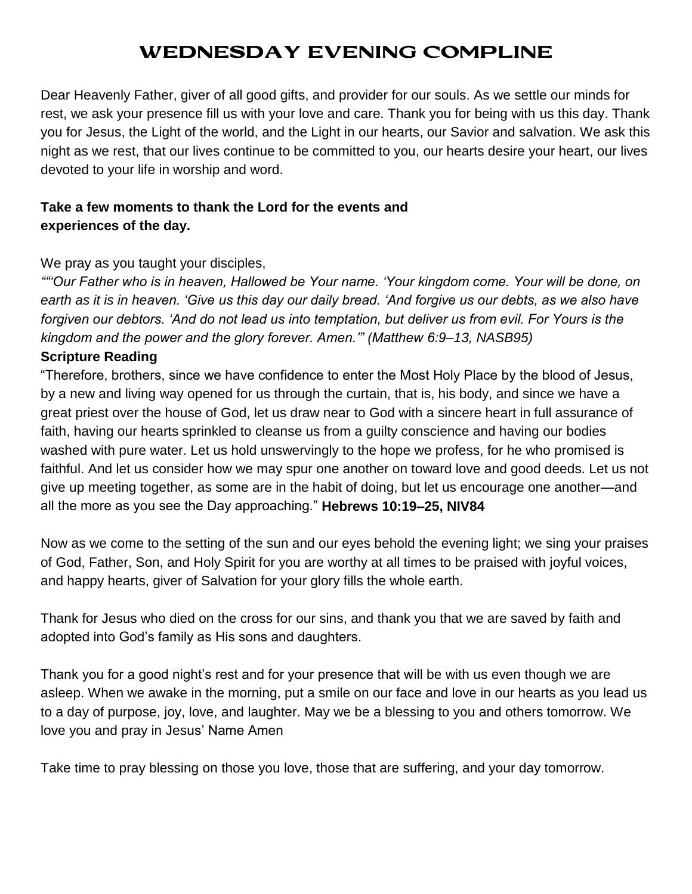# WEDNESDAY EVENING COMPLINE

Dear Heavenly Father, giver of all good gifts, and provider for our souls. As we settle our minds for rest, we ask your presence fill us with your love and care. Thank you for being with us this day. Thank you for Jesus, the Light of the world, and the Light in our hearts, our Savior and salvation. We ask this night as we rest, that our lives continue to be committed to you, our hearts desire your heart, our lives devoted to your life in worship and word.

**Take a few moments to thank the Lord for the events and experiences of the day.**

We pray as you taught your disciples,

*““‘Our Father who is in heaven, Hallowed be Your name. ‘Your kingdom come. Your will be done, on earth as it is in heaven. ‘Give us this day our daily bread. ‘And forgive us our debts, as we also have forgiven our debtors. ‘And do not lead us into temptation, but deliver us from evil. For Yours is the kingdom and the power and the glory forever. Amen.’” (Matthew 6:9–13, NASB95)*

**Scripture Reading**

“Therefore, brothers, since we have confidence to enter the Most Holy Place by the blood of Jesus, by a new and living way opened for us through the curtain, that is, his body, and since we have a great priest over the house of God, let us draw near to God with a sincere heart in full assurance of faith, having our hearts sprinkled to cleanse us from a guilty conscience and having our bodies washed with pure water. Let us hold unswervingly to the hope we profess, for he who promised is faithful. And let us consider how we may spur one another on toward love and good deeds. Let us not give up meeting together, as some are in the habit of doing, but let us encourage one another—and all the more as you see the Day approaching.” **Hebrews 10:19–25, NIV84**

Now as we come to the setting of the sun and our eyes behold the evening light; we sing your praises of God, Father, Son, and Holy Spirit for you are worthy at all times to be praised with joyful voices, and happy hearts, giver of Salvation for your glory fills the whole earth.

Thank for Jesus who died on the cross for our sins, and thank you that we are saved by faith and adopted into God’s family as His sons and daughters.

Thank you for a good night’s rest and for your presence that will be with us even though we are asleep. When we awake in the morning, put a smile on our face and love in our hearts as you lead us to a day of purpose, joy, love, and laughter. May we be a blessing to you and others tomorrow. We love you and pray in Jesus’ Name Amen

Take time to pray blessing on those you love, those that are suffering, and your day tomorrow.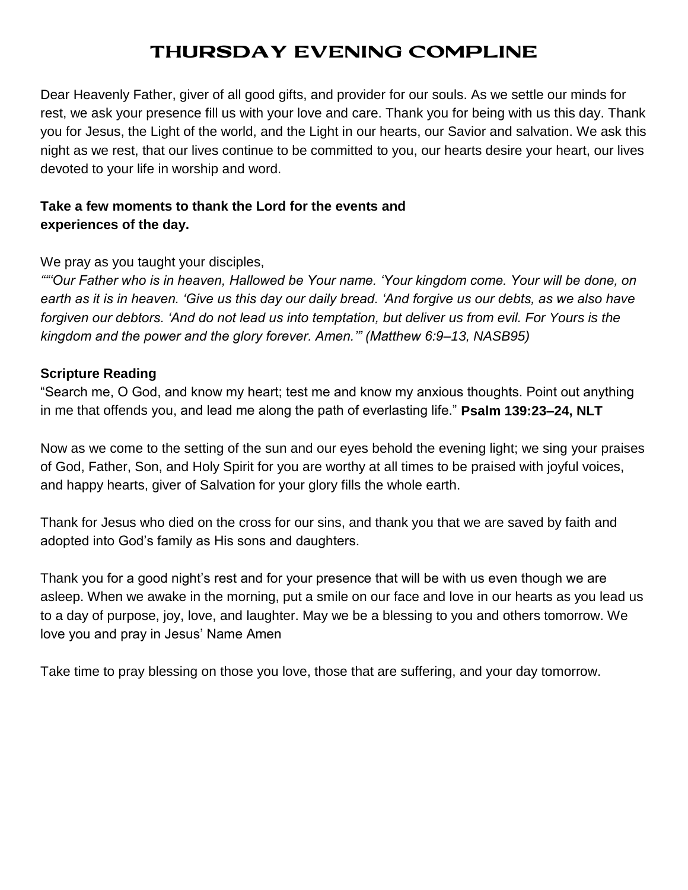# THURSDAY EVENING COMPLINE

Dear Heavenly Father, giver of all good gifts, and provider for our souls. As we settle our minds for rest, we ask your presence fill us with your love and care. Thank you for being with us this day. Thank you for Jesus, the Light of the world, and the Light in our hearts, our Savior and salvation. We ask this night as we rest, that our lives continue to be committed to you, our hearts desire your heart, our lives devoted to your life in worship and word.

**Take a few moments to thank the Lord for the events and experiences of the day.**

We pray as you taught your disciples,
*““Our Father who is in heaven, Hallowed be Your name. ‘Your kingdom come. Your will be done, on earth as it is in heaven. ‘Give us this day our daily bread. ‘And forgive us our debts, as we also have forgiven our debtors. ‘And do not lead us into temptation, but deliver us from evil. For Yours is the kingdom and the power and the glory forever. Amen.’” (Matthew 6:9–13, NASB95)*

**Scripture Reading**
“Search me, O God, and know my heart; test me and know my anxious thoughts. Point out anything in me that offends you, and lead me along the path of everlasting life.” **Psalm 139:23–24, NLT**

Now as we come to the setting of the sun and our eyes behold the evening light; we sing your praises of God, Father, Son, and Holy Spirit for you are worthy at all times to be praised with joyful voices, and happy hearts, giver of Salvation for your glory fills the whole earth.

Thank for Jesus who died on the cross for our sins, and thank you that we are saved by faith and adopted into God’s family as His sons and daughters.

Thank you for a good night’s rest and for your presence that will be with us even though we are asleep. When we awake in the morning, put a smile on our face and love in our hearts as you lead us to a day of purpose, joy, love, and laughter. May we be a blessing to you and others tomorrow. We love you and pray in Jesus’ Name Amen

Take time to pray blessing on those you love, those that are suffering, and your day tomorrow.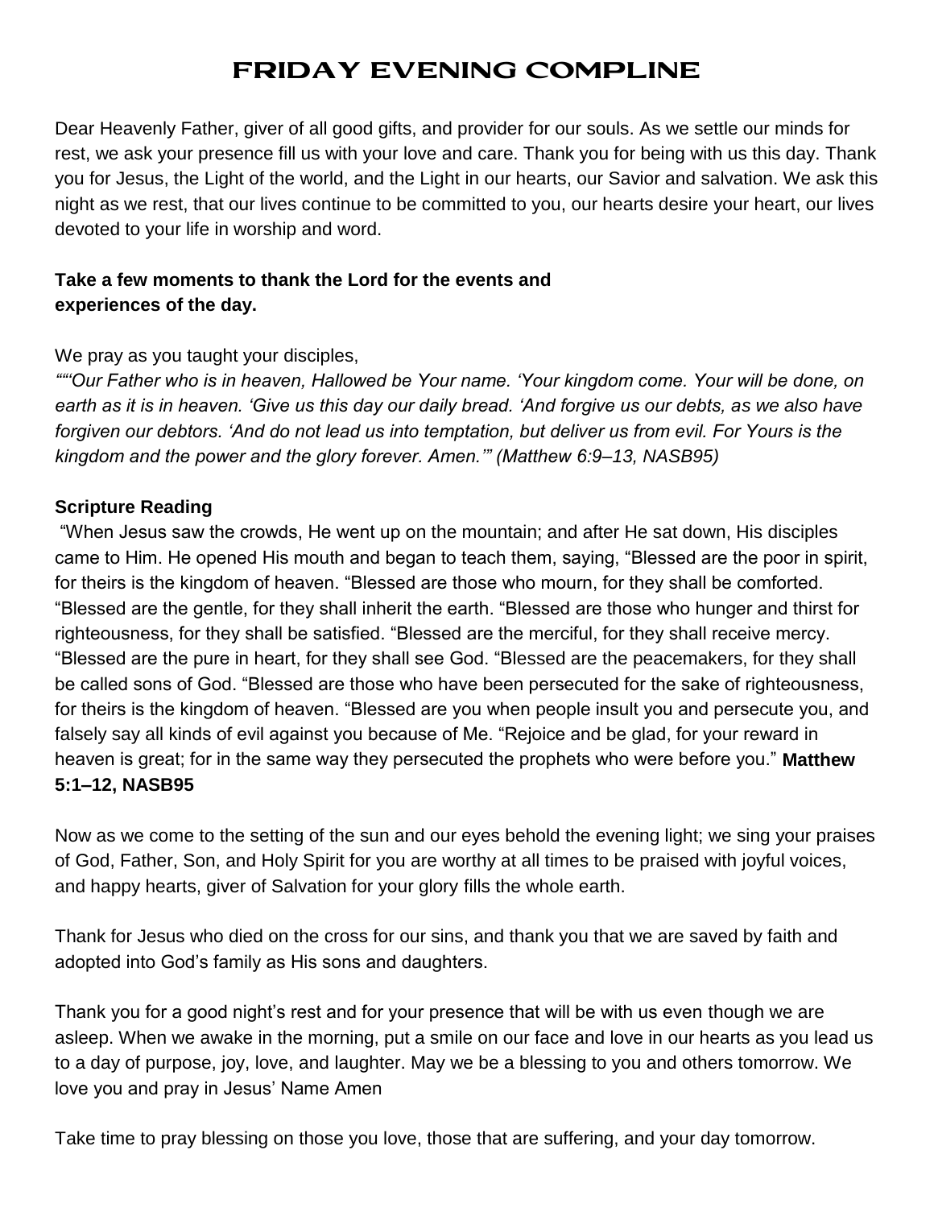# FRIDAY EVENING COMPLINE

Dear Heavenly Father, giver of all good gifts, and provider for our souls. As we settle our minds for rest, we ask your presence fill us with your love and care. Thank you for being with us this day. Thank you for Jesus, the Light of the world, and the Light in our hearts, our Savior and salvation. We ask this night as we rest, that our lives continue to be committed to you, our hearts desire your heart, our lives devoted to your life in worship and word.

**Take a few moments to thank the Lord for the events and experiences of the day.**

We pray as you taught your disciples,

*“‘Our Father who is in heaven, Hallowed be Your name. ‘Your kingdom come. Your will be done, on earth as it is in heaven. ‘Give us this day our daily bread. ‘And forgive us our debts, as we also have forgiven our debtors. ‘And do not lead us into temptation, but deliver us from evil. For Yours is the kingdom and the power and the glory forever. Amen.’” (Matthew 6:9–13, NASB95)*

**Scripture Reading**

“When Jesus saw the crowds, He went up on the mountain; and after He sat down, His disciples came to Him. He opened His mouth and began to teach them, saying, “Blessed are the poor in spirit, for theirs is the kingdom of heaven. “Blessed are those who mourn, for they shall be comforted. “Blessed are the gentle, for they shall inherit the earth. “Blessed are those who hunger and thirst for righteousness, for they shall be satisfied. “Blessed are the merciful, for they shall receive mercy. “Blessed are the pure in heart, for they shall see God. “Blessed are the peacemakers, for they shall be called sons of God. “Blessed are those who have been persecuted for the sake of righteousness, for theirs is the kingdom of heaven. “Blessed are you when people insult you and persecute you, and falsely say all kinds of evil against you because of Me. “Rejoice and be glad, for your reward in heaven is great; for in the same way they persecuted the prophets who were before you.” **Matthew 5:1–12, NASB95**

Now as we come to the setting of the sun and our eyes behold the evening light; we sing your praises of God, Father, Son, and Holy Spirit for you are worthy at all times to be praised with joyful voices, and happy hearts, giver of Salvation for your glory fills the whole earth.

Thank for Jesus who died on the cross for our sins, and thank you that we are saved by faith and adopted into God’s family as His sons and daughters.

Thank you for a good night’s rest and for your presence that will be with us even though we are asleep. When we awake in the morning, put a smile on our face and love in our hearts as you lead us to a day of purpose, joy, love, and laughter. May we be a blessing to you and others tomorrow. We love you and pray in Jesus’ Name Amen

Take time to pray blessing on those you love, those that are suffering, and your day tomorrow.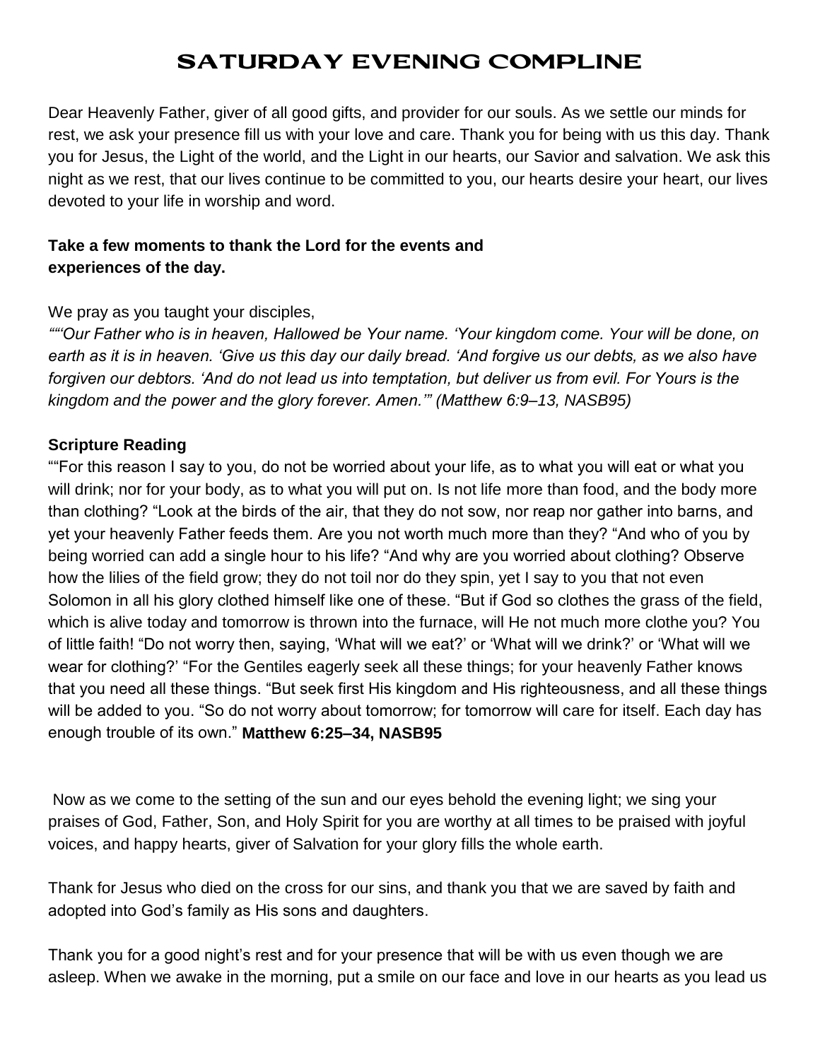# SATURDAY EVENING COMPLINE

Dear Heavenly Father, giver of all good gifts, and provider for our souls. As we settle our minds for rest, we ask your presence fill us with your love and care. Thank you for being with us this day. Thank you for Jesus, the Light of the world, and the Light in our hearts, our Savior and salvation. We ask this night as we rest, that our lives continue to be committed to you, our hearts desire your heart, our lives devoted to your life in worship and word.

**Take a few moments to thank the Lord for the events and experiences of the day.**

We pray as you taught your disciples,

*"“Our Father who is in heaven, Hallowed be Your name. ‘Your kingdom come. Your will be done, on earth as it is in heaven. ‘Give us this day our daily bread. ‘And forgive us our debts, as we also have forgiven our debtors. ‘And do not lead us into temptation, but deliver us from evil. For Yours is the kingdom and the power and the glory forever. Amen.’" (Matthew 6:9–13, NASB95)*

**Scripture Reading**

"“For this reason I say to you, do not be worried about your life, as to what you will eat or what you will drink; nor for your body, as to what you will put on. Is not life more than food, and the body more than clothing? “Look at the birds of the air, that they do not sow, nor reap nor gather into barns, and yet your heavenly Father feeds them. Are you not worth much more than they? “And who of you by being worried can add a single hour to his life? “And why are you worried about clothing? Observe how the lilies of the field grow; they do not toil nor do they spin, yet I say to you that not even Solomon in all his glory clothed himself like one of these. “But if God so clothes the grass of the field, which is alive today and tomorrow is thrown into the furnace, will He not much more clothe you? You of little faith! “Do not worry then, saying, ‘What will we eat?’ or ‘What will we drink?’ or ‘What will we wear for clothing?’ “For the Gentiles eagerly seek all these things; for your heavenly Father knows that you need all these things. “But seek first His kingdom and His righteousness, and all these things will be added to you. “So do not worry about tomorrow; for tomorrow will care for itself. Each day has enough trouble of its own.” **Matthew 6:25–34, NASB95**

Now as we come to the setting of the sun and our eyes behold the evening light; we sing your praises of God, Father, Son, and Holy Spirit for you are worthy at all times to be praised with joyful voices, and happy hearts, giver of Salvation for your glory fills the whole earth.

Thank for Jesus who died on the cross for our sins, and thank you that we are saved by faith and adopted into God’s family as His sons and daughters.

Thank you for a good night’s rest and for your presence that will be with us even though we are asleep. When we awake in the morning, put a smile on our face and love in our hearts as you lead us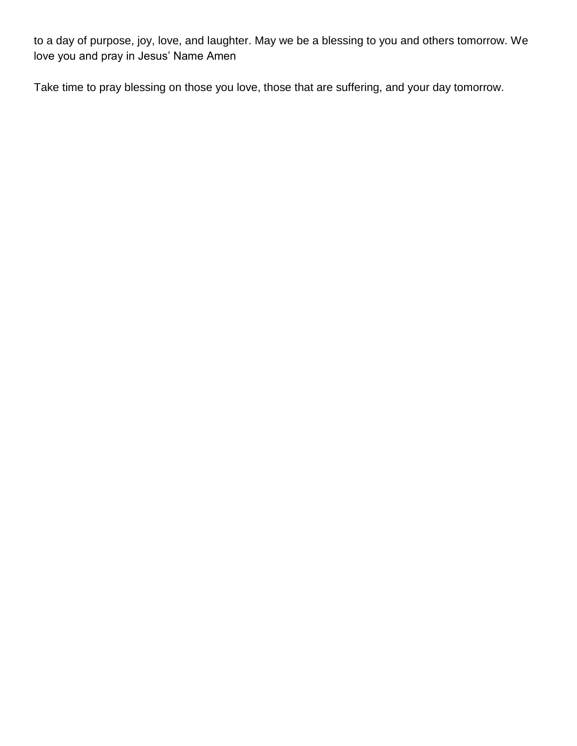to a day of purpose, joy, love, and laughter. May we be a blessing to you and others tomorrow. We love you and pray in Jesus' Name Amen

Take time to pray blessing on those you love, those that are suffering, and your day tomorrow.